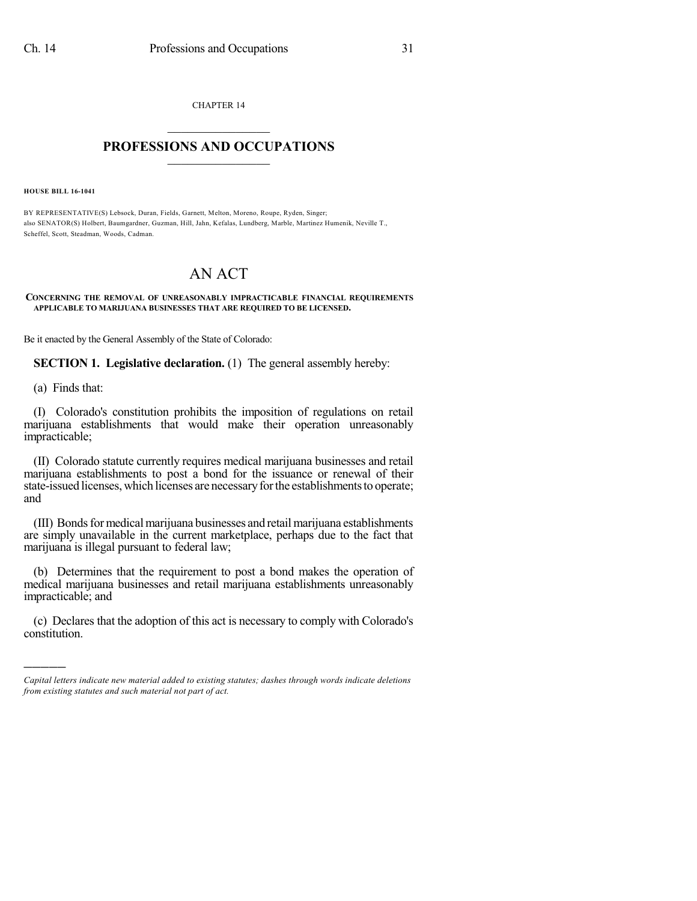CHAPTER 14

# PROFESSIONS AND OCCUPATIONS

**HOUSE BILL 16-1041**

BY REPRESENTATIVE(S) Lebsock, Duran, Fields, Garnett, Melton, Moreno, Roupe, Ryden, Singer;
also SENATOR(S) Holbert, Baumgardner, Guzman, Hill, Jahn, Kefalas, Lundberg, Marble, Martinez Humenik, Neville T., Scheffel, Scott, Steadman, Woods, Cadman.

# AN ACT

**CONCERNING THE REMOVAL OF UNREASONABLY IMPRACTICABLE FINANCIAL REQUIREMENTS APPLICABLE TO MARIJUANA BUSINESSES THAT ARE REQUIRED TO BE LICENSED.**

Be it enacted by the General Assembly of the State of Colorado:

**SECTION 1. Legislative declaration.** (1) The general assembly hereby:

(a) Finds that:

(I) Colorado's constitution prohibits the imposition of regulations on retail marijuana establishments that would make their operation unreasonably impracticable;

(II) Colorado statute currently requires medical marijuana businesses and retail marijuana establishments to post a bond for the issuance or renewal of their state-issued licenses, which licenses are necessary for the establishments to operate; and

(III) Bonds for medical marijuana businesses and retail marijuana establishments are simply unavailable in the current marketplace, perhaps due to the fact that marijuana is illegal pursuant to federal law;

(b) Determines that the requirement to post a bond makes the operation of medical marijuana businesses and retail marijuana establishments unreasonably impracticable; and

(c) Declares that the adoption of this act is necessary to comply with Colorado's constitution.

---

*Capital letters indicate new material added to existing statutes; dashes through words indicate deletions from existing statutes and such material not part of act.*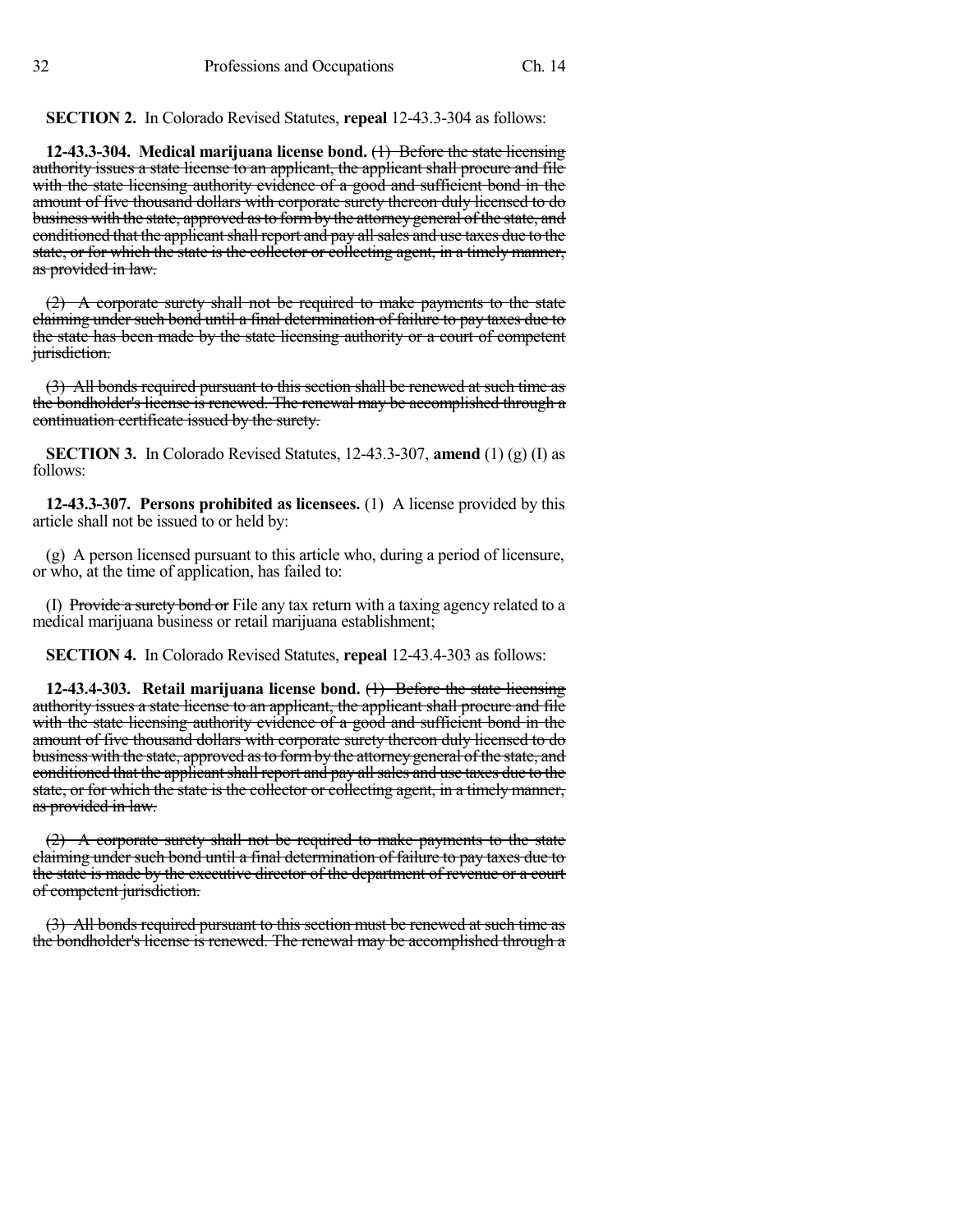**SECTION 2.** In Colorado Revised Statutes, **repeal** 12-43.3-304 as follows:

**12-43.3-304. Medical marijuana license bond.** ~~(1) Before the state licensing authority issues a state license to an applicant, the applicant shall procure and file with the state licensing authority evidence of a good and sufficient bond in the amount of five thousand dollars with corporate surety thereon duly licensed to do business with the state, approved as to form by the attorney general of the state, and conditioned that the applicant shall report and pay all sales and use taxes due to the state, or for which the state is the collector or collecting agent, in a timely manner, as provided in law.~~

~~(2) A corporate surety shall not be required to make payments to the state claiming under such bond until a final determination of failure to pay taxes due to the state has been made by the state licensing authority or a court of competent jurisdiction.~~

~~(3) All bonds required pursuant to this section shall be renewed at such time as the bondholder's license is renewed. The renewal may be accomplished through a continuation certificate issued by the surety.~~

**SECTION 3.** In Colorado Revised Statutes, 12-43.3-307, **amend** (1) (g) (I) as follows:

**12-43.3-307. Persons prohibited as licensees.** (1) A license provided by this article shall not be issued to or held by:

(g) A person licensed pursuant to this article who, during a period of licensure, or who, at the time of application, has failed to:

(I) ~~Provide a surety bond or~~ File any tax return with a taxing agency related to a medical marijuana business or retail marijuana establishment;

**SECTION 4.** In Colorado Revised Statutes, **repeal** 12-43.4-303 as follows:

**12-43.4-303. Retail marijuana license bond.** ~~(1) Before the state licensing authority issues a state license to an applicant, the applicant shall procure and file with the state licensing authority evidence of a good and sufficient bond in the amount of five thousand dollars with corporate surety thereon duly licensed to do business with the state, approved as to form by the attorney general of the state, and conditioned that the applicant shall report and pay all sales and use taxes due to the state, or for which the state is the collector or collecting agent, in a timely manner, as provided in law.~~

~~(2) A corporate surety shall not be required to make payments to the state claiming under such bond until a final determination of failure to pay taxes due to the state is made by the executive director of the department of revenue or a court of competent jurisdiction.~~

~~(3) All bonds required pursuant to this section must be renewed at such time as the bondholder's license is renewed. The renewal may be accomplished through a~~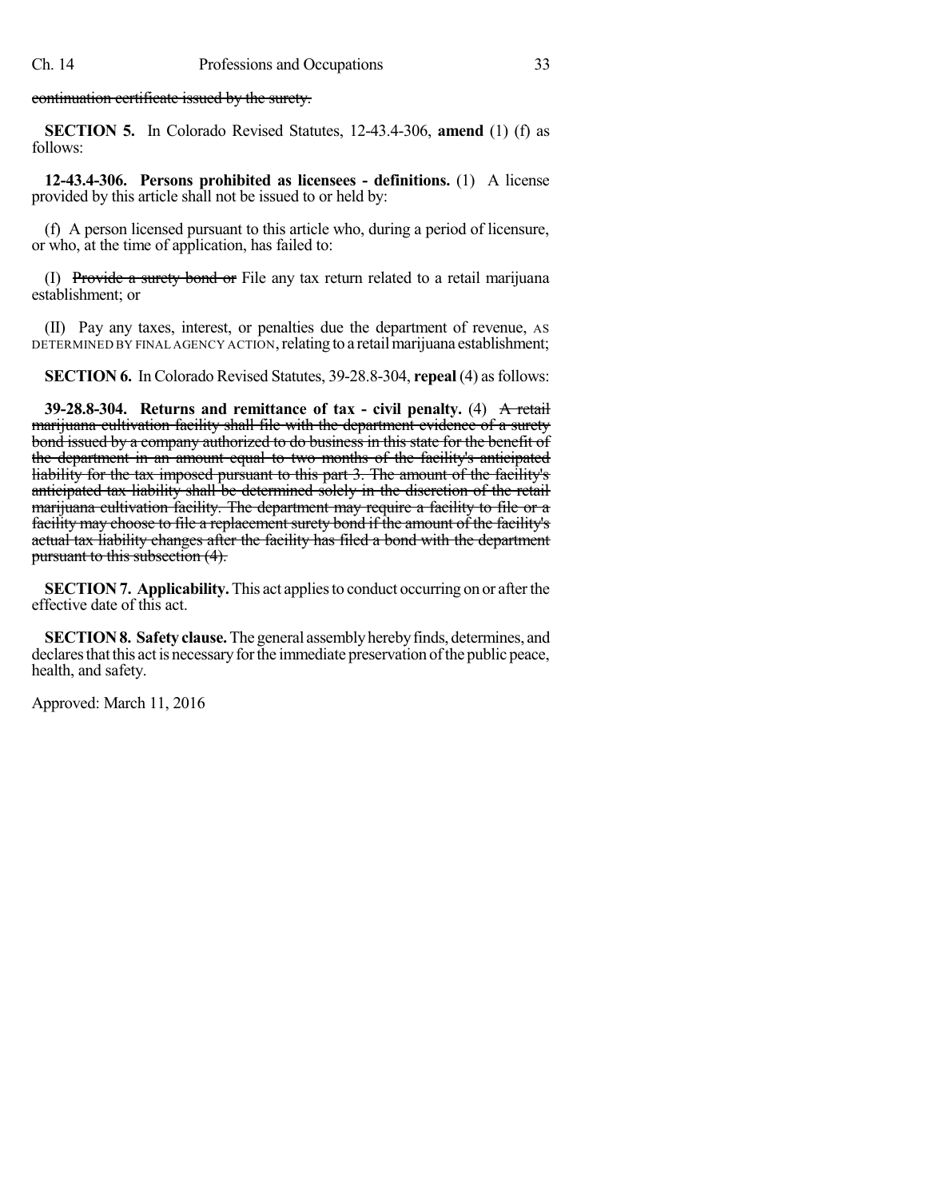~~continuation certificate issued by the surety.~~

**SECTION 5.** In Colorado Revised Statutes, 12-43.4-306, **amend** (1) (f) as follows:

**12-43.4-306. Persons prohibited as licensees - definitions.** (1) A license provided by this article shall not be issued to or held by:

(f) A person licensed pursuant to this article who, during a period of licensure, or who, at the time of application, has failed to:

(I) ~~Provide a surety bond or~~ File any tax return related to a retail marijuana establishment; or

(II) Pay any taxes, interest, or penalties due the department of revenue, AS DETERMINED BY FINAL AGENCY ACTION, relating to a retail marijuana establishment;

**SECTION 6.** In Colorado Revised Statutes, 39-28.8-304, **repeal** (4) as follows:

**39-28.8-304. Returns and remittance of tax - civil penalty.** (4) ~~A retail marijuana cultivation facility shall file with the department evidence of a surety bond issued by a company authorized to do business in this state for the benefit of the department in an amount equal to two months of the facility's anticipated liability for the tax imposed pursuant to this part 3. The amount of the facility's anticipated tax liability shall be determined solely in the discretion of the retail marijuana cultivation facility. The department may require a facility to file or a facility may choose to file a replacement surety bond if the amount of the facility's actual tax liability changes after the facility has filed a bond with the department pursuant to this subsection (4).~~

**SECTION 7. Applicability.** This act applies to conduct occurring on or after the effective date of this act.

**SECTION 8. Safety clause.** The general assembly hereby finds, determines, and declares that this act is necessary for the immediate preservation of the public peace, health, and safety.

Approved: March 11, 2016